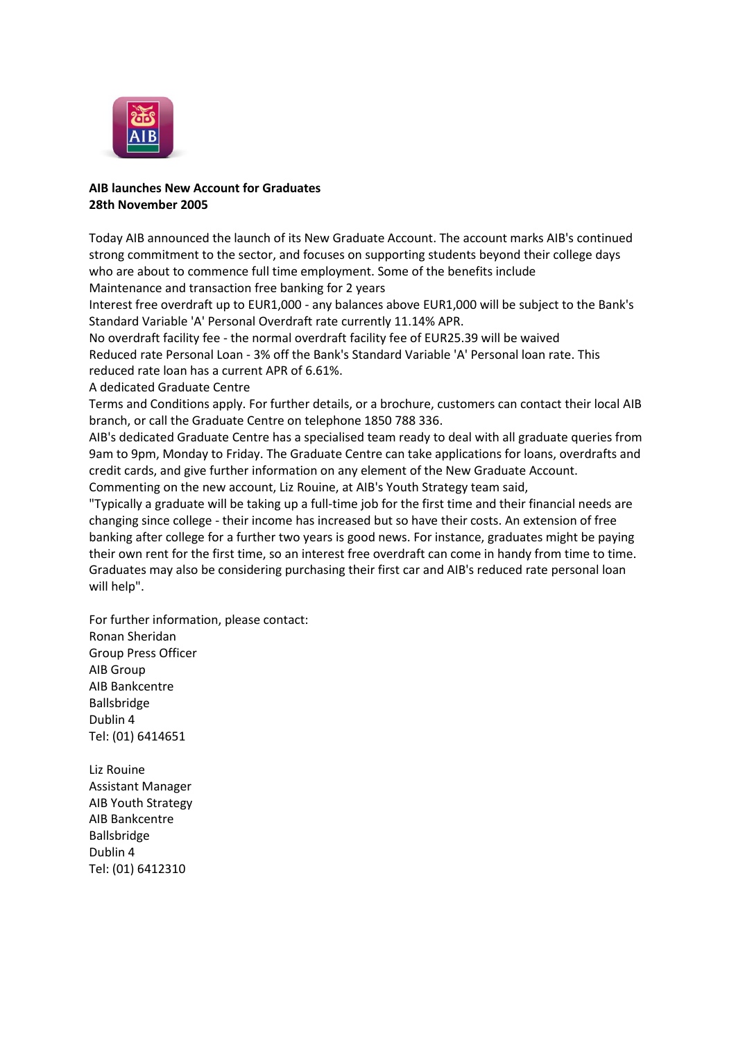**AIB launches New Account for Graduates**
**28th November 2005**

Today AIB announced the launch of its New Graduate Account. The account marks AIB's continued strong commitment to the sector, and focuses on supporting students beyond their college days who are about to commence full time employment. Some of the benefits include

Maintenance and transaction free banking for 2 years

Interest free overdraft up to EUR1,000 - any balances above EUR1,000 will be subject to the Bank's Standard Variable 'A' Personal Overdraft rate currently 11.14% APR.

No overdraft facility fee - the normal overdraft facility fee of EUR25.39 will be waived

Reduced rate Personal Loan - 3% off the Bank's Standard Variable 'A' Personal loan rate. This reduced rate loan has a current APR of 6.61%.

A dedicated Graduate Centre

Terms and Conditions apply. For further details, or a brochure, customers can contact their local AIB branch, or call the Graduate Centre on telephone 1850 788 336.

AIB's dedicated Graduate Centre has a specialised team ready to deal with all graduate queries from 9am to 9pm, Monday to Friday. The Graduate Centre can take applications for loans, overdrafts and credit cards, and give further information on any element of the New Graduate Account.

Commenting on the new account, Liz Rouine, at AIB's Youth Strategy team said,

"Typically a graduate will be taking up a full-time job for the first time and their financial needs are changing since college - their income has increased but so have their costs. An extension of free banking after college for a further two years is good news. For instance, graduates might be paying their own rent for the first time, so an interest free overdraft can come in handy from time to time. Graduates may also be considering purchasing their first car and AIB's reduced rate personal loan will help".

For further information, please contact:
Ronan Sheridan
Group Press Officer
AIB Group
AIB Bankcentre
Ballsbridge
Dublin 4
Tel: (01) 6414651

Liz Rouine
Assistant Manager
AIB Youth Strategy
AIB Bankcentre
Ballsbridge
Dublin 4
Tel: (01) 6412310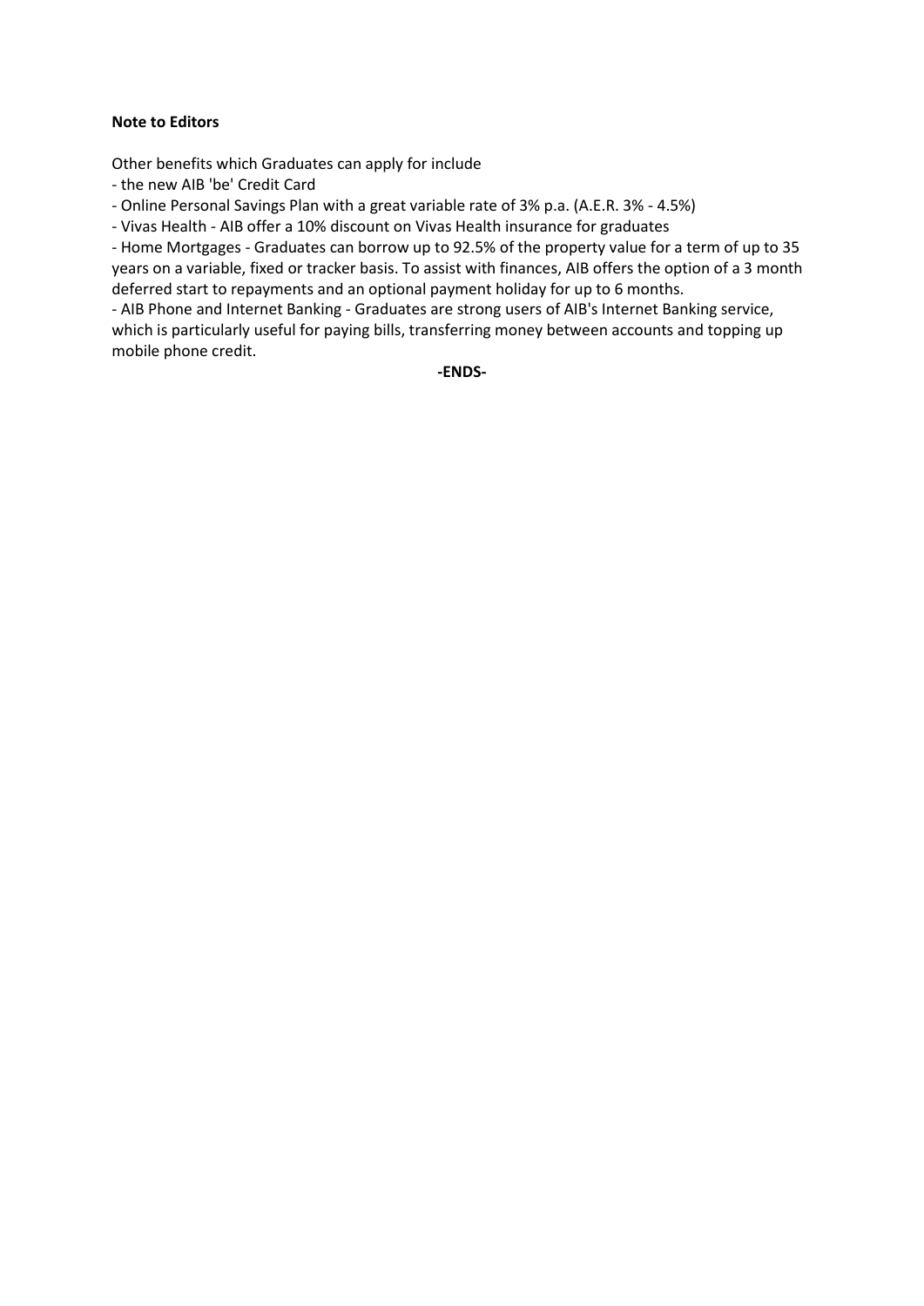**Note to Editors**

Other benefits which Graduates can apply for include

- the new AIB 'be' Credit Card
- Online Personal Savings Plan with a great variable rate of 3% p.a. (A.E.R. 3% - 4.5%)
- Vivas Health - AIB offer a 10% discount on Vivas Health insurance for graduates
- Home Mortgages - Graduates can borrow up to 92.5% of the property value for a term of up to 35 years on a variable, fixed or tracker basis. To assist with finances, AIB offers the option of a 3 month deferred start to repayments and an optional payment holiday for up to 6 months.
- AIB Phone and Internet Banking - Graduates are strong users of AIB's Internet Banking service, which is particularly useful for paying bills, transferring money between accounts and topping up mobile phone credit.

**-ENDS-**